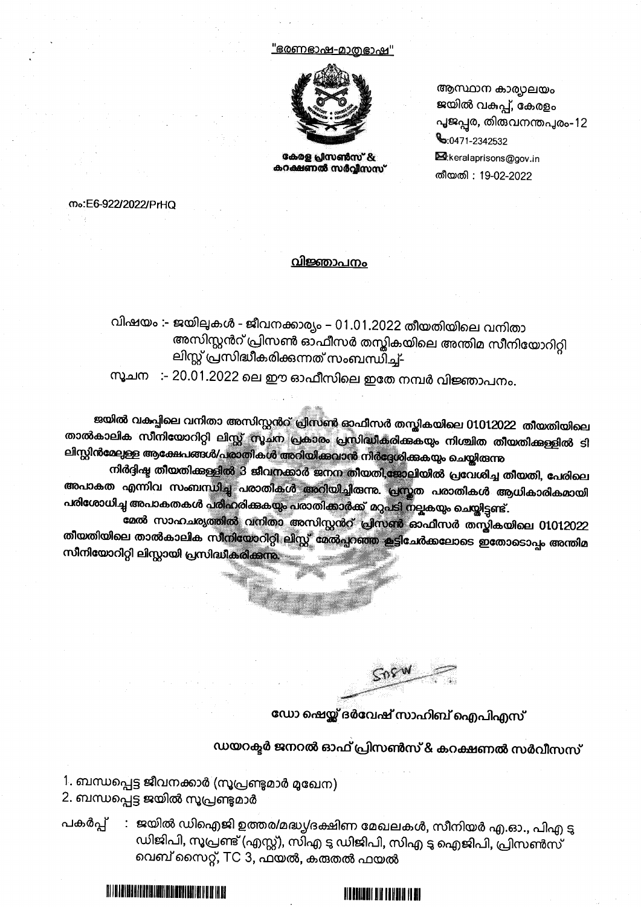"ഭരണഭാഷ-മാതൃഭാഷ"

കേരള പ്രിസൺസ് & കറക്ഷണൽ സർവ്വീസസ്

ആസ്ഥാന കാര്യാലയം
ജയിൽ വകുപ്പ്, കേരളം
പൂജപ്പുര, തിരുവനന്തപുരം-12
:0471-2342532
:keralaprisons@gov.in
തീയതി : 19-02-2022

നം:E6-922/2022/PrHQ

## വിജ്ഞാപനം

വിഷയം :- ജയിലുകൾ - ജീവനക്കാര്യം – 01.01.2022 തീയതിയിലെ വനിതാ അസിസ്റ്റൻറ് പ്രിസൺ ഓഫീസർ തസ്തികയിലെ അന്തിമ സീനിയോറിറ്റി ലിസ്റ്റ് പ്രസിദ്ധീകരിക്കുന്നത് സംബന്ധിച്ച്-

സൂചന :- 20.01.2022 ലെ ഈ ഓഫീസിലെ ഇതേ നമ്പർ വിജ്ഞാപനം.

**ജയിൽ വകുപ്പിലെ വനിതാ അസിസ്റ്റൻറ് പ്രിസൺ ഓഫീസർ തസ്തികയിലെ 01012022 തീയതിയിലെ താൽകാലിക സീനിയോറിറ്റി ലിസ്റ്റ് സൂചന പ്രകാരം പ്രസിദ്ധീകരിക്കുകയും നിശ്ചിത തീയതിക്കുള്ളിൽ ടി ലിസ്റ്റിൻമേലുള്ള ആക്ഷേപങ്ങൾ/പരാതികൾ അറിയിക്കുവാൻ നിർദ്ദേശിക്കുകയും ചെയ്തിരുന്നു**

**നിർദ്ദിഷ്ട തീയതിക്കുള്ളിൽ 3 ജീവനക്കാർ ജനന തീയതി,ജോലിയിൽ പ്രവേശിച്ച തീയതി, പേരിലെ അപാകത എന്നിവ സംബന്ധിച്ച പരാതികൾ അറിയിച്ചിരുന്നു. പ്രസ്തുത പരാതികൾ ആധികാരികമായി പരിശോധിച്ച അപാകതകൾ പരിഹരിക്കുകയും പരാതിക്കാർക്ക് മറുപടി നല്കുകയും ചെയ്തിട്ടുണ്ട്.**

**മേൽ സാഹചര്യത്തിൽ വനിതാ അസിസ്റ്റൻറ് പ്രിസൺ ഓഫീസർ തസ്തികയിലെ 01012022 തീയതിയിലെ താൽകാലിക സീനിയോറിറ്റി ലിസ്റ്റ് മേൽപ്പറഞ്ഞ കൂട്ടിചേർക്കലോടെ ഇതോടൊപ്പം അന്തിമ സീനിയോറിറ്റി ലിസ്റ്റായി പ്രസിദ്ധീകരിക്കുന്നു.**

**ഡോ ഷെയ്ക്ക് ദർവേഷ് സാഹിബ് ഐപിഎസ്**

**ഡയറക്ടർ ജനറൽ ഓഫ് പ്രിസൺസ് & കറക്ഷണൽ സർവീസസ്**

1. ബന്ധപ്പെട്ട ജീവനക്കാർ (സൂപ്രണ്ടുമാർ മുഖേന)
2. ബന്ധപ്പെട്ട ജയിൽ സൂപ്രണ്ടുമാർ

പകർപ്പ് : ജയിൽ ഡിഐജി ഉത്തര/മദ്ധ്യ/ദക്ഷിണ മേഖലകൾ, സീനിയർ എ.ഓ., പിഎ ടു ഡിജിപി, സൂപ്രണ്ട് (എസ്റ്റ്), സിഎ ടു ഡിജിപി, സിഎ ടു ഐജിപി, പ്രിസൺസ് വെബ് സൈറ്റ്, TC 3, ഫയൽ, കരുതൽ ഫയൽ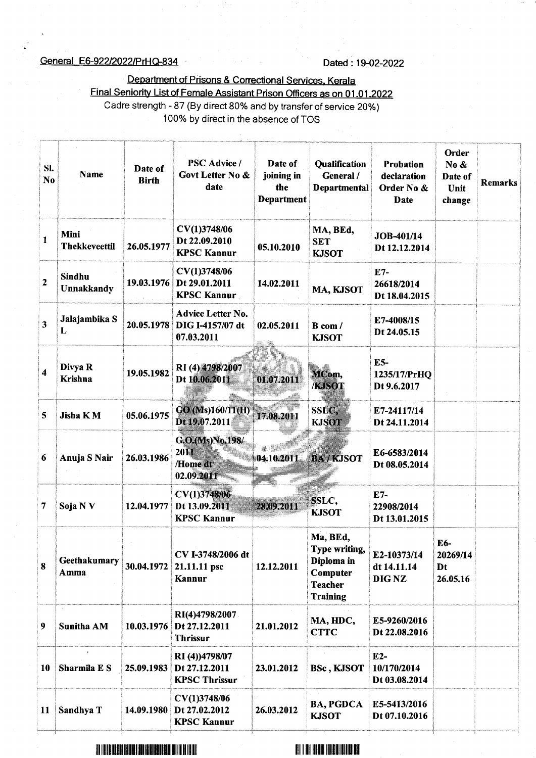General E6-922/2022/PrHQ-834

Dated : 19-02-2022

Department of Prisons & Correctional Services, Kerala

Final Seniority List of Female Assistant Prison Officers as on 01.01.2022

Cadre strength - 87 (By direct 80% and by transfer of service 20%)

100% by direct in the absence of TOS

| Sl. No | Name | Date of Birth | PSC Advice / Govt Letter No & date | Date of joining in the Department | Qualification General / Departmental | Probation declaration Order No & Date | Order No & Date of Unit change | Remarks |
|---|---|---|---|---|---|---|---|---|
| 1 | Mini Thekkeveettil | 26.05.1977 | CV(1)3748/06 Dt 22.09.2010 KPSC Kannur | 05.10.2010 | MA, BEd, SET KJSOT | JOB-401/14 Dt 12.12.2014 | | |
| 2 | Sindhu Unnakkandy | 19.03.1976 | CV(1)3748/06 Dt 29.01.2011 KPSC Kannur | 14.02.2011 | MA, KJSOT | E7-26618/2014 Dt 18.04.2015 | | |
| 3 | Jalajambika S L | 20.05.1978 | Advice Letter No. DIG I-4157/07 dt 07.03.2011 | 02.05.2011 | B com / KJSOT | E7-4008/15 Dt 24.05.15 | | |
| 4 | Divya R Krishna | 19.05.1982 | RI (4) 4798/2007 Dt 10.06.2011 | 01.07.2011 | MCom, /KJSOT | E5-1235/17/PrHQ Dt 9.6.2017 | | |
| 5 | Jisha K M | 05.06.1975 | GO (Ms)160/11(H) Dt 19.07.2011 | 17.08.2011 | SSLC, KJSOT | E7-24117/14 Dt 24.11.2014 | | |
| 6 | Anuja S Nair | 26.03.1986 | G.O.(Ms)No.198/2011 /Home dt 02.09.2011 | 04.10.2011 | BA / KJSOT | E6-6583/2014 Dt 08.05.2014 | | |
| 7 | Soja N V | 12.04.1977 | CV(1)3748/06 Dt 13.09.2011 KPSC Kannur | 28.09.2011 | SSLC, KJSOT | E7-22908/2014 Dt 13.01.2015 | | |
| 8 | Geethakumary Amma | 30.04.1972 | CV I-3748/2006 dt 21.11.11 psc Kannur | 12.12.2011 | Ma, BEd, Type writing, Diploma in Computer Teacher Training | E2-10373/14 dt 14.11.14 DIG NZ | E6-20269/14 Dt 26.05.16 | |
| 9 | Sunitha AM | 10.03.1976 | RI(4)4798/2007 Dt 27.12.2011 Thrissur | 21.01.2012 | MA, HDC, CTTC | E5-9260/2016 Dt 22.08.2016 | | |
| 10 | Sharmila E S | 25.09.1983 | RI (4))4798/07 Dt 27.12.2011 KPSC Thrissur | 23.01.2012 | BSc , KJSOT | E2-10/170/2014 Dt 03.08.2014 | | |
| 11 | Sandhya T | 14.09.1980 | CV(1)3748/06 Dt 27.02.2012 KPSC Kannur | 26.03.2012 | BA, PGDCA KJSOT | E5-5413/2016 Dt 07.10.2016 | | |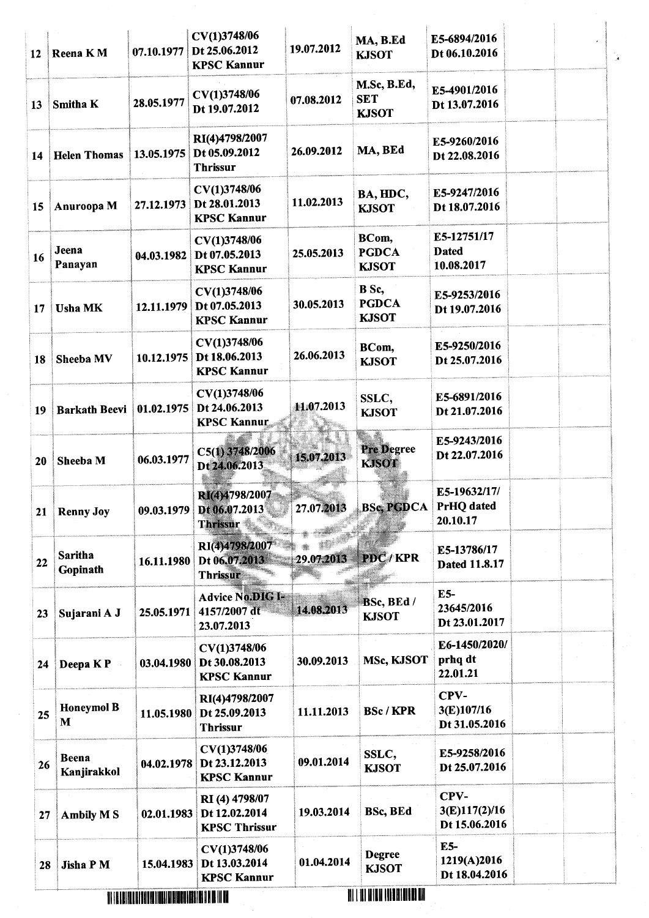| | | | | | | | | |
|---|---|---|---|---|---|---|---|---|
| 12 | Reena K M | 07.10.1977 | CV(1)3748/06 Dt 25.06.2012 KPSC Kannur | 19.07.2012 | MA, B.Ed KJSOT | E5-6894/2016 Dt 06.10.2016 | | |
| 13 | Smitha K | 28.05.1977 | CV(1)3748/06 Dt 19.07.2012 | 07.08.2012 | M.Sc, B.Ed, SET KJSOT | E5-4901/2016 Dt 13.07.2016 | | |
| 14 | Helen Thomas | 13.05.1975 | RI(4)4798/2007 Dt 05.09.2012 Thrissur | 26.09.2012 | MA, BEd | E5-9260/2016 Dt 22.08.2016 | | |
| 15 | Anuroopa M | 27.12.1973 | CV(1)3748/06 Dt 28.01.2013 KPSC Kannur | 11.02.2013 | BA, HDC, KJSOT | E5-9247/2016 Dt 18.07.2016 | | |
| 16 | Jeena Panayan | 04.03.1982 | CV(1)3748/06 Dt 07.05.2013 KPSC Kannur | 25.05.2013 | BCom, PGDCA KJSOT | E5-12751/17 Dated 10.08.2017 | | |
| 17 | Usha MK | 12.11.1979 | CV(1)3748/06 Dt 07.05.2013 KPSC Kannur | 30.05.2013 | B Sc, PGDCA KJSOT | E5-9253/2016 Dt 19.07.2016 | | |
| 18 | Sheeba MV | 10.12.1975 | CV(1)3748/06 Dt 18.06.2013 KPSC Kannur | 26.06.2013 | BCom, KJSOT | E5-9250/2016 Dt 25.07.2016 | | |
| 19 | Barkath Beevi | 01.02.1975 | CV(1)3748/06 Dt 24.06.2013 KPSC Kannur | 11.07.2013 | SSLC, KJSOT | E5-6891/2016 Dt 21.07.2016 | | |
| 20 | Sheeba M | 06.03.1977 | C5(1) 3748/2006 Dt 24.06.2013 | 15.07.2013 | Pre Degree KJSOT | E5-9243/2016 Dt 22.07.2016 | | |
| 21 | Renny Joy | 09.03.1979 | RI(4)4798/2007 Dt 06.07.2013 Thrissur | 27.07.2013 | BSc, PGDCA | E5-19632/17/ PrHQ dated 20.10.17 | | |
| 22 | Saritha Gopinath | 16.11.1980 | RI(4)4798/2007 Dt 06.07.2013 Thrissur | 29.07.2013 | PDC / KPR | E5-13786/17 Dated 11.8.17 | | |
| 23 | Sujarani A J | 25.05.1971 | Advice No.DIG I-4157/2007 dt 23.07.2013 | 14.08.2013 | BSc, BEd / KJSOT | E5-23645/2016 Dt 23.01.2017 | | |
| 24 | Deepa K P | 03.04.1980 | CV(1)3748/06 Dt 30.08.2013 KPSC Kannur | 30.09.2013 | MSc, KJSOT | E6-1450/2020/ prhq dt 22.01.21 | | |
| 25 | Honeymol B M | 11.05.1980 | RI(4)4798/2007 Dt 25.09.2013 Thrissur | 11.11.2013 | BSc / KPR | CPV-3(E)107/16 Dt 31.05.2016 | | |
| 26 | Beena Kanjirakkol | 04.02.1978 | CV(1)3748/06 Dt 23.12.2013 KPSC Kannur | 09.01.2014 | SSLC, KJSOT | E5-9258/2016 Dt 25.07.2016 | | |
| 27 | Ambily M S | 02.01.1983 | RI (4) 4798/07 Dt 12.02.2014 KPSC Thrissur | 19.03.2014 | BSc, BEd | CPV-3(E)117(2)/16 Dt 15.06.2016 | | |
| 28 | Jisha P M | 15.04.1983 | CV(1)3748/06 Dt 13.03.2014 KPSC Kannur | 01.04.2014 | Degree KJSOT | E5-1219(A)2016 Dt 18.04.2016 | | |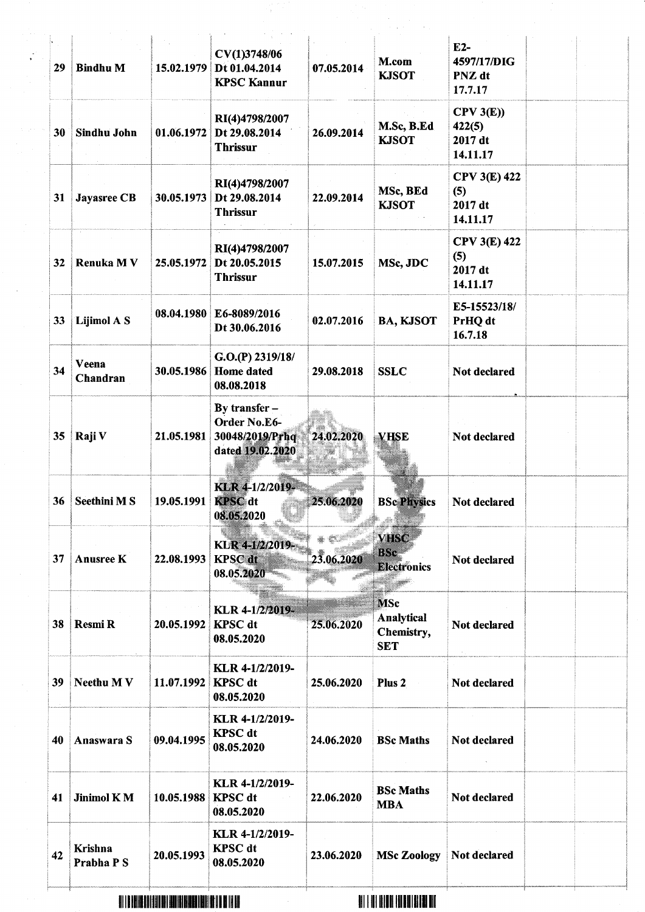| | | | | | | | | |
|---|---|---|---|---|---|---|---|---|
| 29 | Bindhu M | 15.02.1979 | CV(1)3748/06 Dt 01.04.2014 KPSC Kannur | 07.05.2014 | M.com KJSOT | E2-4597/17/DIG PNZ dt 17.7.17 | | |
| 30 | Sindhu John | 01.06.1972 | RI(4)4798/2007 Dt 29.08.2014 Thrissur | 26.09.2014 | M.Sc, B.Ed KJSOT | CPV 3(E)) 422(5) 2017 dt 14.11.17 | | |
| 31 | Jayasree CB | 30.05.1973 | RI(4)4798/2007 Dt 29.08.2014 Thrissur | 22.09.2014 | MSc, BEd KJSOT | CPV 3(E) 422 (5) 2017 dt 14.11.17 | | |
| 32 | Renuka M V | 25.05.1972 | RI(4)4798/2007 Dt 20.05.2015 Thrissur | 15.07.2015 | MSc, JDC | CPV 3(E) 422 (5) 2017 dt 14.11.17 | | |
| 33 | Lijimol A S | 08.04.1980 | E6-8089/2016 Dt 30.06.2016 | 02.07.2016 | BA, KJSOT | E5-15523/18/ PrHQ dt 16.7.18 | | |
| 34 | Veena Chandran | 30.05.1986 | G.O.(P) 2319/18/ Home dated 08.08.2018 | 29.08.2018 | SSLC | Not declared | | |
| 35 | Raji V | 21.05.1981 | By transfer – Order No.E6-30048/2019/Prhq dated 19.02.2020 | 24.02.2020 | VHSE | Not declared | | |
| 36 | Seethini M S | 19.05.1991 | KLR 4-1/2/2019-KPSC dt 08.05.2020 | 25.06.2020 | BSc Physics | Not declared | | |
| 37 | Anusree K | 22.08.1993 | KLR 4-1/2/2019-KPSC dt 08.05.2020 | 23.06.2020 | VHSC BSc Electronics | Not declared | | |
| 38 | Resmi R | 20.05.1992 | KLR 4-1/2/2019-KPSC dt 08.05.2020 | 25.06.2020 | MSc Analytical Chemistry, SET | Not declared | | |
| 39 | Neethu M V | 11.07.1992 | KLR 4-1/2/2019-KPSC dt 08.05.2020 | 25.06.2020 | Plus 2 | Not declared | | |
| 40 | Anaswara S | 09.04.1995 | KLR 4-1/2/2019-KPSC dt 08.05.2020 | 24.06.2020 | BSc Maths | Not declared | | |
| 41 | Jinimol K M | 10.05.1988 | KLR 4-1/2/2019-KPSC dt 08.05.2020 | 22.06.2020 | BSc Maths MBA | Not declared | | |
| 42 | Krishna Prabha P S | 20.05.1993 | KLR 4-1/2/2019-KPSC dt 08.05.2020 | 23.06.2020 | MSc Zoology | Not declared | | |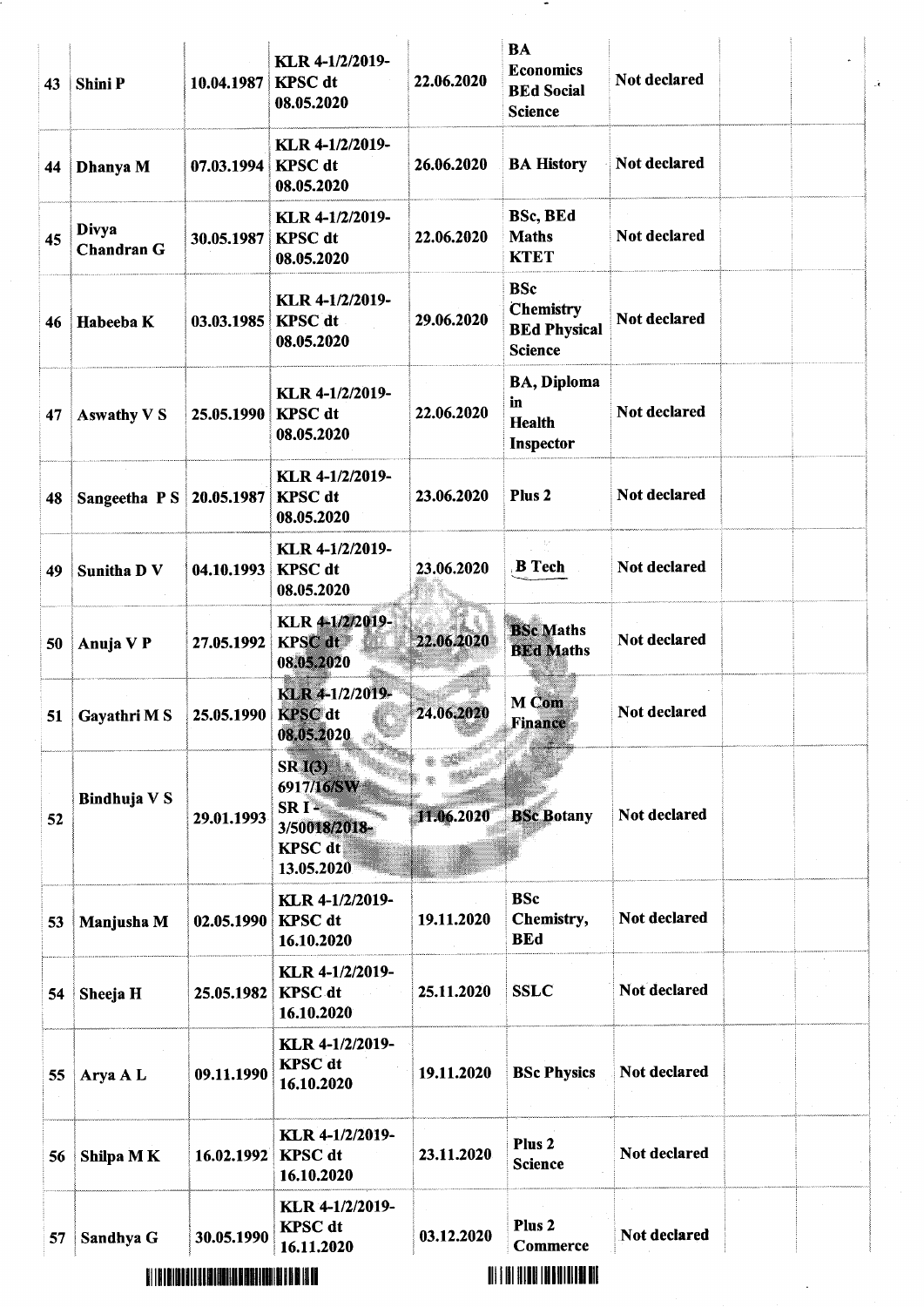| | | | | | | | | |
|---|---|---|---|---|---|---|---|---|
| 43 | Shini P | 10.04.1987 | KLR 4-1/2/2019-KPSC dt 08.05.2020 | 22.06.2020 | BA Economics BEd Social Science | Not declared | | |
| 44 | Dhanya M | 07.03.1994 | KLR 4-1/2/2019-KPSC dt 08.05.2020 | 26.06.2020 | BA History | Not declared | | |
| 45 | Divya Chandran G | 30.05.1987 | KLR 4-1/2/2019-KPSC dt 08.05.2020 | 22.06.2020 | BSc, BEd Maths KTET | Not declared | | |
| 46 | Habeeba K | 03.03.1985 | KLR 4-1/2/2019-KPSC dt 08.05.2020 | 29.06.2020 | BSc Chemistry BEd Physical Science | Not declared | | |
| 47 | Aswathy V S | 25.05.1990 | KLR 4-1/2/2019-KPSC dt 08.05.2020 | 22.06.2020 | BA, Diploma in Health Inspector | Not declared | | |
| 48 | Sangeetha P S | 20.05.1987 | KLR 4-1/2/2019-KPSC dt 08.05.2020 | 23.06.2020 | Plus 2 | Not declared | | |
| 49 | Sunitha D V | 04.10.1993 | KLR 4-1/2/2019-KPSC dt 08.05.2020 | 23.06.2020 | B Tech | Not declared | | |
| 50 | Anuja V P | 27.05.1992 | KLR 4-1/2/2019-KPSC dt 08.05.2020 | 22.06.2020 | BSc Maths BEd Maths | Not declared | | |
| 51 | Gayathri M S | 25.05.1990 | KLR 4-1/2/2019-KPSC dt 08.05.2020 | 24.06.2020 | M Com Finance | Not declared | | |
| 52 | Bindhuja V S | 29.01.1993 | SR I(3) 6917/16/SW SR I-3/50018/2018-KPSC dt 13.05.2020 | 11.06.2020 | BSc Botany | Not declared | | |
| 53 | Manjusha M | 02.05.1990 | KLR 4-1/2/2019-KPSC dt 16.10.2020 | 19.11.2020 | BSc Chemistry, BEd | Not declared | | |
| 54 | Sheeja H | 25.05.1982 | KLR 4-1/2/2019-KPSC dt 16.10.2020 | 25.11.2020 | SSLC | Not declared | | |
| 55 | Arya A L | 09.11.1990 | KLR 4-1/2/2019-KPSC dt 16.10.2020 | 19.11.2020 | BSc Physics | Not declared | | |
| 56 | Shilpa M K | 16.02.1992 | KLR 4-1/2/2019-KPSC dt 16.10.2020 | 23.11.2020 | Plus 2 Science | Not declared | | |
| 57 | Sandhya G | 30.05.1990 | KLR 4-1/2/2019-KPSC dt 16.11.2020 | 03.12.2020 | Plus 2 Commerce | Not declared | | |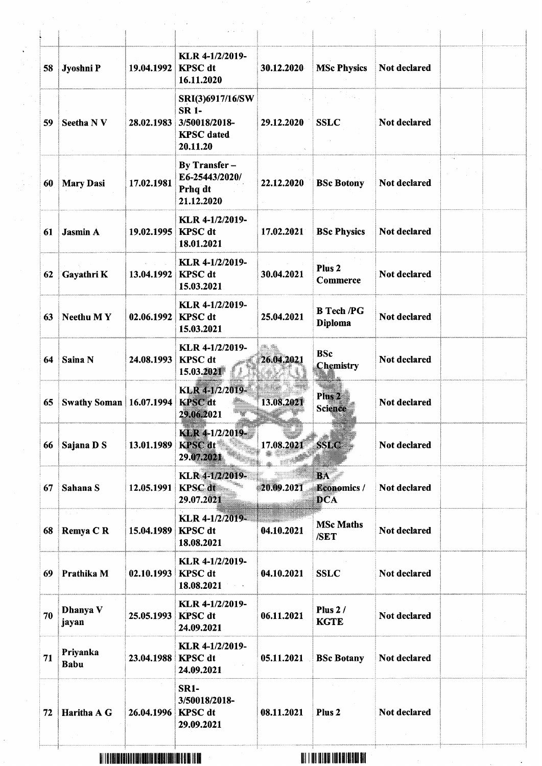| | | | | | | | | |
|---|---|---|---|---|---|---|---|---|
| 58 | Jyoshni P | 19.04.1992 | KLR 4-1/2/2019-KPSC dt 16.11.2020 | 30.12.2020 | MSc Physics | Not declared | | |
| 59 | Seetha N V | 28.02.1983 | SRI(3)6917/16/SW SR 1-3/50018/2018-KPSC dated 20.11.20 | 29.12.2020 | SSLC | Not declared | | |
| 60 | Mary Dasi | 17.02.1981 | By Transfer – E6-25443/2020/ Prhq dt 21.12.2020 | 22.12.2020 | BSc Botony | Not declared | | |
| 61 | Jasmin A | 19.02.1995 | KLR 4-1/2/2019-KPSC dt 18.01.2021 | 17.02.2021 | BSc Physics | Not declared | | |
| 62 | Gayathri K | 13.04.1992 | KLR 4-1/2/2019-KPSC dt 15.03.2021 | 30.04.2021 | Plus 2 Commerce | Not declared | | |
| 63 | Neethu M Y | 02.06.1992 | KLR 4-1/2/2019-KPSC dt 15.03.2021 | 25.04.2021 | B Tech /PG Diploma | Not declared | | |
| 64 | Saina N | 24.08.1993 | KLR 4-1/2/2019-KPSC dt 15.03.2021 | 26.04.2021 | BSc Chemistry | Not declared | | |
| 65 | Swathy Soman | 16.07.1994 | KLR 4-1/2/2019-KPSC dt 29.06.2021 | 13.08.2021 | Plus 2 Science | Not declared | | |
| 66 | Sajana D S | 13.01.1989 | KLR 4-1/2/2019-KPSC dt 29.07.2021 | 17.08.2021 | SSLC | Not declared | | |
| 67 | Sahana S | 12.05.1991 | KLR 4-1/2/2019-KPSC dt 29.07.2021 | 20.09.2021 | BA Economics / DCA | Not declared | | |
| 68 | Remya C R | 15.04.1989 | KLR 4-1/2/2019-KPSC dt 18.08.2021 | 04.10.2021 | MSc Maths /SET | Not declared | | |
| 69 | Prathika M | 02.10.1993 | KLR 4-1/2/2019-KPSC dt 18.08.2021 | 04.10.2021 | SSLC | Not declared | | |
| 70 | Dhanya V jayan | 25.05.1993 | KLR 4-1/2/2019-KPSC dt 24.09.2021 | 06.11.2021 | Plus 2 / KGTE | Not declared | | |
| 71 | Priyanka Babu | 23.04.1988 | KLR 4-1/2/2019-KPSC dt 24.09.2021 | 05.11.2021 | BSc Botany | Not declared | | |
| 72 | Haritha A G | 26.04.1996 | SR1-3/50018/2018-KPSC dt 29.09.2021 | 08.11.2021 | Plus 2 | Not declared | | |